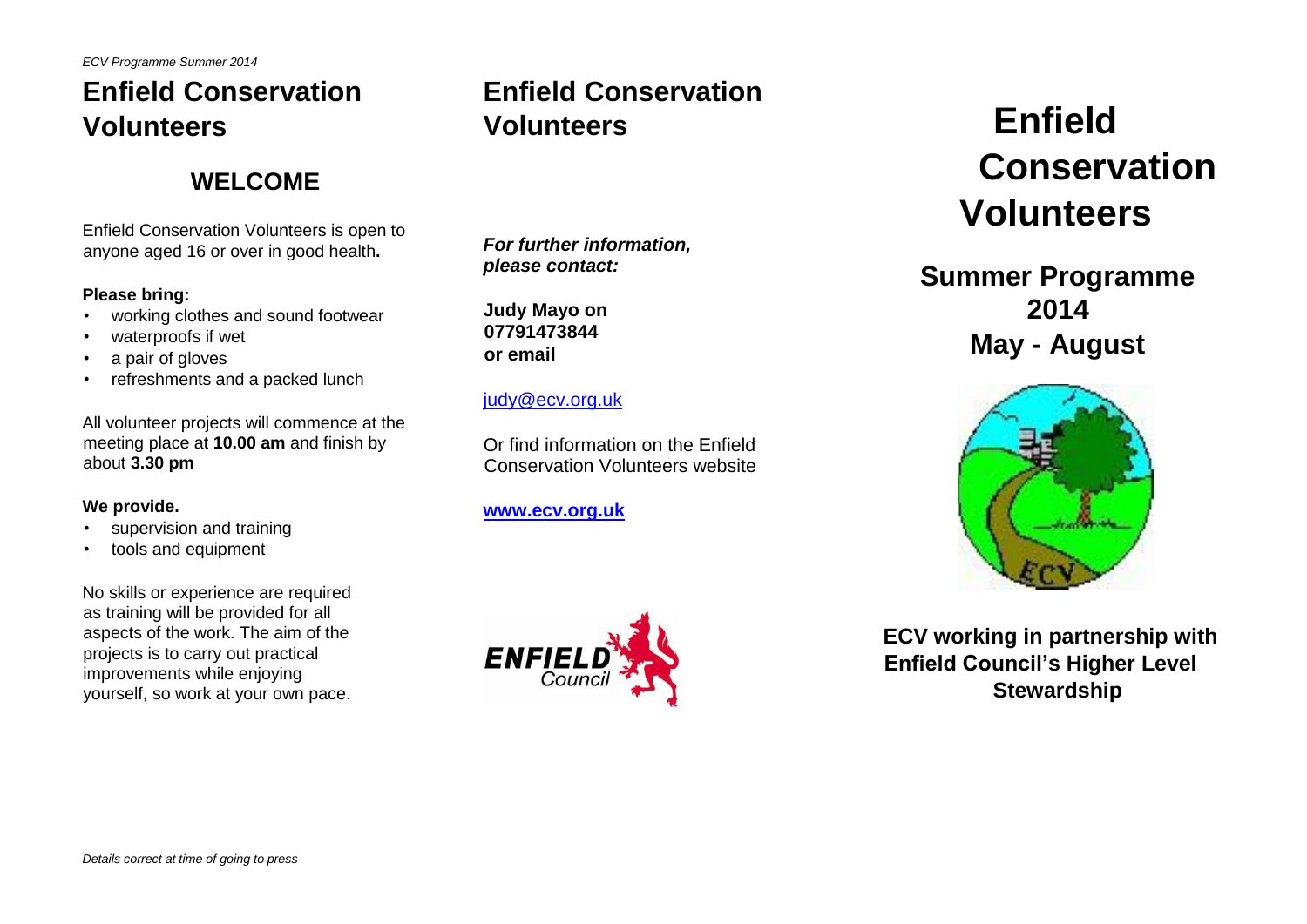*ECV Programme Summer 2014*

# Enfield Conservation Volunteers

## WELCOME

Enfield Conservation Volunteers is open to anyone aged 16 or over in good health**.**

**Please bring:**

- working clothes and sound footwear
- waterproofs if wet
- a pair of gloves
- refreshments and a packed lunch

All volunteer projects will commence at the meeting place at **10.00 am** and finish by about **3.30 pm**

**We provide.**

- supervision and training
- tools and equipment

No skills or experience are required as training will be provided for all aspects of the work. The aim of the projects is to carry out practical improvements while enjoying yourself, so work at your own pace.

*Details correct at time of going to press*

# Enfield Conservation Volunteers

***For further information, please contact:***

**Judy Mayo on**
**07791473844**
**or email**

judy@ecv.org.uk

Or find information on the Enfield Conservation Volunteers website

**www.ecv.org.uk**

ENFIELD Council

# Enfield Conservation Volunteers

## Summer Programme 2014 May - August

**ECV working in partnership with Enfield Council's Higher Level Stewardship**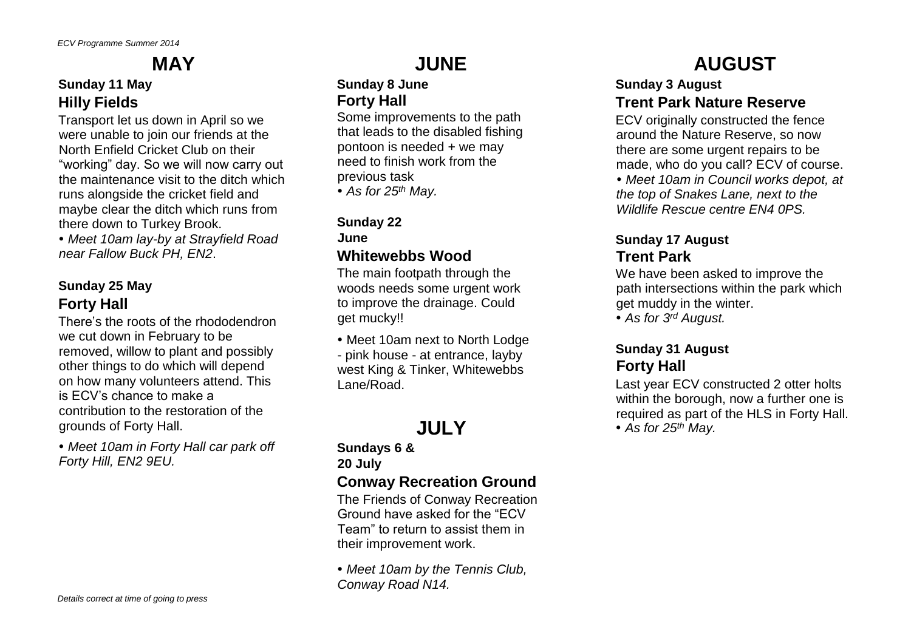# MAY

### Sunday 11 May

## Hilly Fields

Transport let us down in April so we were unable to join our friends at the North Enfield Cricket Club on their "working" day. So we will now carry out the maintenance visit to the ditch which runs alongside the cricket field and maybe clear the ditch which runs from there down to Turkey Brook.

• *Meet 10am lay-by at Strayfield Road near Fallow Buck PH, EN2*.

### Sunday 25 May

## Forty Hall

There's the roots of the rhododendron we cut down in February to be removed, willow to plant and possibly other things to do which will depend on how many volunteers attend. This is ECV's chance to make a contribution to the restoration of the grounds of Forty Hall.

• *Meet 10am in Forty Hall car park off Forty Hill, EN2 9EU.*

# JUNE

### Sunday 8 June

## Forty Hall

Some improvements to the path that leads to the disabled fishing pontoon is needed + we may need to finish work from the previous task

• *As for 25th May.*

### Sunday 22 June

## Whitewebbs Wood

The main footpath through the woods needs some urgent work to improve the drainage. Could get mucky!!

• Meet 10am next to North Lodge - pink house - at entrance, layby west King & Tinker, Whitewebbs Lane/Road.

# JULY

### Sundays 6 & 20 July

## Conway Recreation Ground

The Friends of Conway Recreation Ground have asked for the "ECV Team" to return to assist them in their improvement work.

• *Meet 10am by the Tennis Club, Conway Road N14.*

# AUGUST

### Sunday 3 August

## Trent Park Nature Reserve

ECV originally constructed the fence around the Nature Reserve, so now there are some urgent repairs to be made, who do you call? ECV of course.

• *Meet 10am in Council works depot, at the top of Snakes Lane, next to the Wildlife Rescue centre EN4 0PS.*

### Sunday 17 August

## Trent Park

We have been asked to improve the path intersections within the park which get muddy in the winter.

• *As for 3rd August.*

### Sunday 31 August

## Forty Hall

Last year ECV constructed 2 otter holts within the borough, now a further one is required as part of the HLS in Forty Hall.

• *As for 25th May.*

*Details correct at time of going to press*